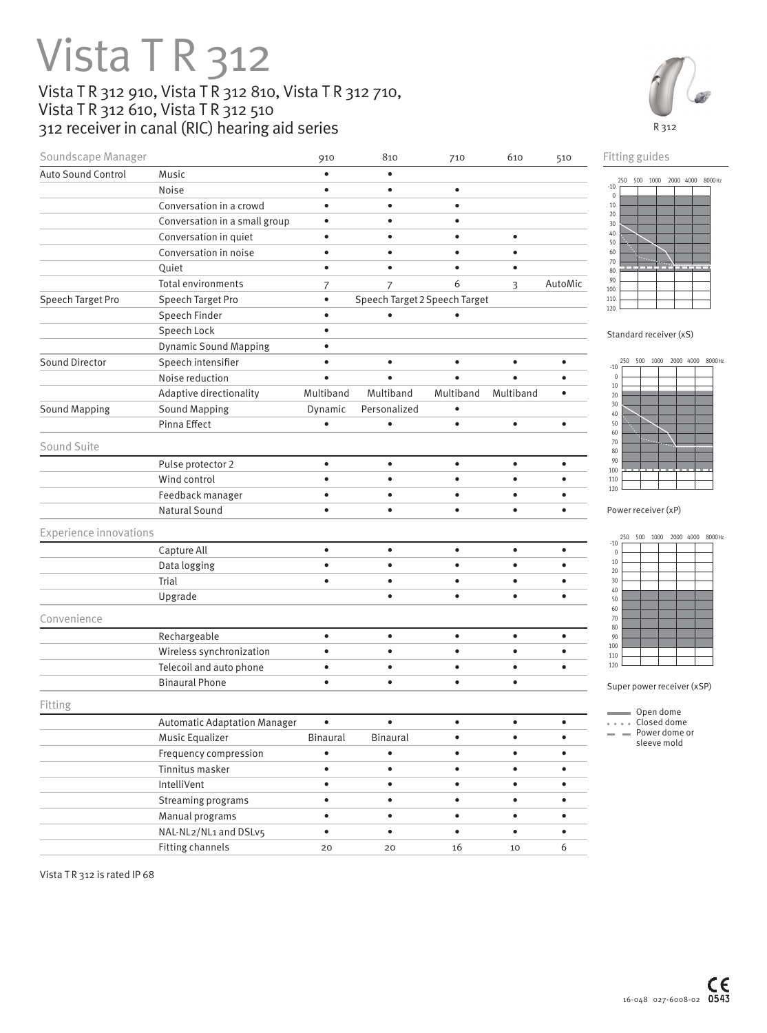# Vista T R 312

## Vista T R 312 910, Vista T R 312 810, Vista T R 312 710, Vista T R 312 610, Vista T R 312 510
## 312 receiver in canal (RIC) hearing aid series

R 312

| Soundscape Manager | | 910 | 810 | 710 | 610 | 510 |
|---|---|---|---|---|---|---|
| Auto Sound Control | Music | • | • | | | |
| | Noise | • | • | • | | |
| | Conversation in a crowd | • | • | • | | |
| | Conversation in a small group | • | • | • | | |
| | Conversation in quiet | • | • | • | • | |
| | Conversation in noise | • | • | • | • | |
| | Quiet | • | • | • | • | |
| | Total environments | 7 | 7 | 6 | 3 | AutoMic |
| Speech Target Pro | Speech Target Pro | • | Speech Target 2 | Speech Target | | |
| | Speech Finder | • | • | • | | |
| | Speech Lock | • | | | | |
| | Dynamic Sound Mapping | • | | | | |
| Sound Director | Speech intensifier | • | • | • | • | • |
| | Noise reduction | • | • | • | • | • |
| | Adaptive directionality | Multiband | Multiband | Multiband | Multiband | • |
| Sound Mapping | Sound Mapping | Dynamic | Personalized | • | | |
| | Pinna Effect | • | • | • | • | • |
| **Sound Suite** | | | | | | |
| | Pulse protector 2 | • | • | • | • | • |
| | Wind control | • | • | • | • | • |
| | Feedback manager | • | • | • | • | • |
| | Natural Sound | • | • | • | • | • |
| **Experience innovations** | | | | | | |
| | Capture All | • | • | • | • | • |
| | Data logging | • | • | • | • | • |
| | Trial | • | • | • | • | • |
| | Upgrade | | • | • | • | • |
| **Convenience** | | | | | | |
| | Rechargeable | • | • | • | • | • |
| | Wireless synchronization | • | • | • | • | • |
| | Telecoil and auto phone | • | • | • | • | • |
| | Binaural Phone | • | • | • | • | |
| **Fitting** | | | | | | |
| | Automatic Adaptation Manager | • | • | • | • | • |
| | Music Equalizer | Binaural | Binaural | • | • | • |
| | Frequency compression | • | • | • | • | • |
| | Tinnitus masker | • | • | • | • | • |
| | IntelliVent | • | • | • | • | • |
| | Streaming programs | • | • | • | • | • |
| | Manual programs | • | • | • | • | • |
| | NAL-NL2/NL1 and DSLv5 | • | • | • | • | • |
| | Fitting channels | 20 | 20 | 16 | 10 | 6 |

### Fitting guides

Standard receiver (xS)

Power receiver (xP)

Super power receiver (xSP)

Open dome
Closed dome
Power dome or sleeve mold

Vista T R 312 is rated IP 68

16-048 027-6008-02 CE 0543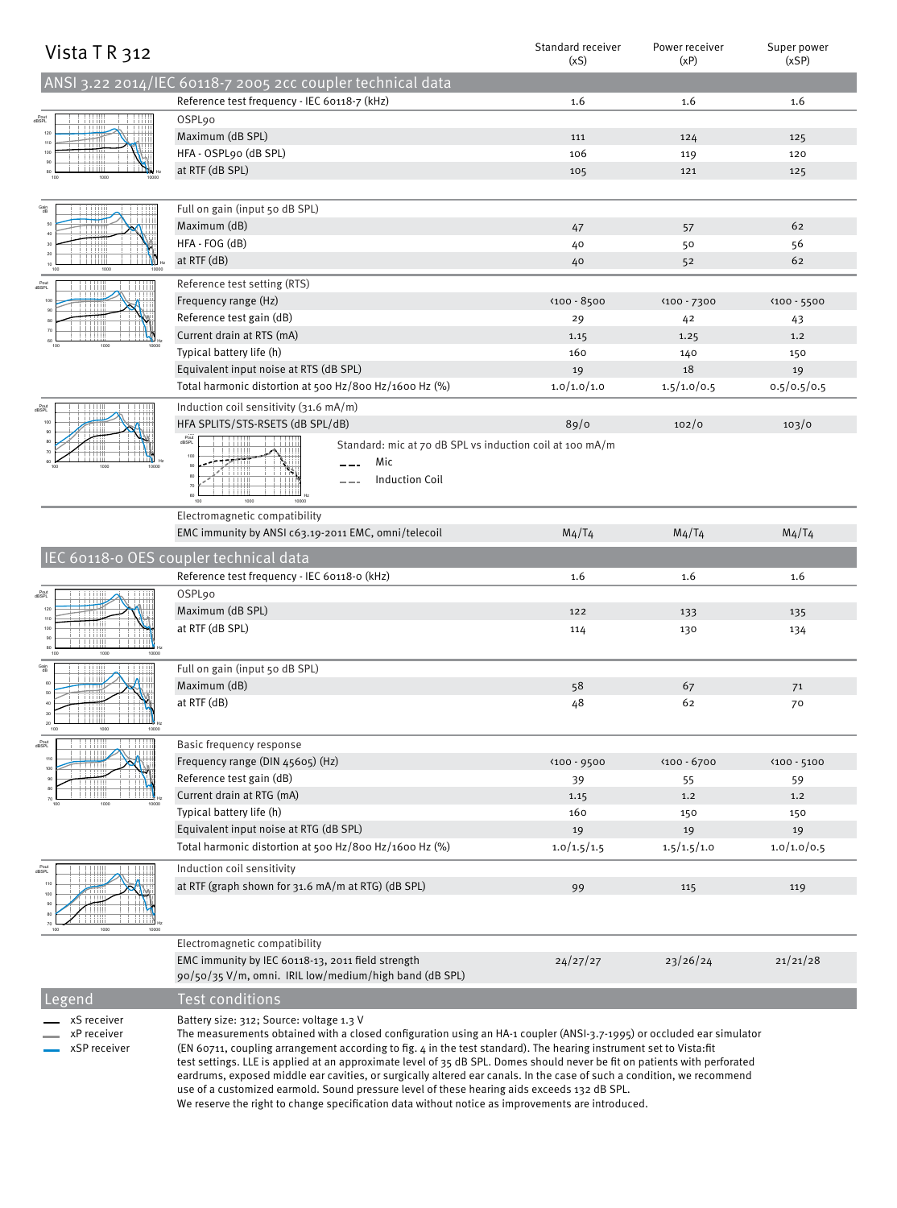# Vista T R 312

| | Standard receiver (xS) | Power receiver (xP) | Super power (xSP) |
|---|---|---|---|
| **ANSI 3.22 2014/IEC 60118-7 2005 2cc coupler technical data** | | | |
| Reference test frequency - IEC 60118-7 (kHz) | 1.6 | 1.6 | 1.6 |
| OSPL90 | | | |
| Maximum (dB SPL) | 111 | 124 | 125 |
| HFA - OSPL90 (dB SPL) | 106 | 119 | 120 |
| at RTF (dB SPL) | 105 | 121 | 125 |
| Full on gain (input 50 dB SPL) | | | |
| Maximum (dB) | 47 | 57 | 62 |
| HFA - FOG (dB) | 40 | 50 | 56 |
| at RTF (dB) | 40 | 52 | 62 |
| Reference test setting (RTS) | | | |
| Frequency range (Hz) | <100 - 8500 | <100 - 7300 | <100 - 5500 |
| Reference test gain (dB) | 29 | 42 | 43 |
| Current drain at RTS (mA) | 1.15 | 1.25 | 1.2 |
| Typical battery life (h) | 160 | 140 | 150 |
| Equivalent input noise at RTS (dB SPL) | 19 | 18 | 19 |
| Total harmonic distortion at 500 Hz/800 Hz/1600 Hz (%) | 1.0/1.0/1.0 | 1.5/1.0/0.5 | 0.5/0.5/0.5 |
| Induction coil sensitivity (31.6 mA/m) | | | |
| HFA SPLITS/STS-RSETS (dB SPL/dB) | 89/0 | 102/0 | 103/0 |
| Electromagnetic compatibility | | | |
| EMC immunity by ANSI c63.19-2011 EMC, omni/telecoil | M4/T4 | M4/T4 | M4/T4 |
| **IEC 60118-0 OES coupler technical data** | | | |
| Reference test frequency - IEC 60118-0 (kHz) | 1.6 | 1.6 | 1.6 |
| OSPL90 | | | |
| Maximum (dB SPL) | 122 | 133 | 135 |
| at RTF (dB SPL) | 114 | 130 | 134 |
| Full on gain (input 50 dB SPL) | | | |
| Maximum (dB) | 58 | 67 | 71 |
| at RTF (dB) | 48 | 62 | 70 |
| Basic frequency response | | | |
| Frequency range (DIN 45605) (Hz) | <100 - 9500 | <100 - 6700 | <100 - 5100 |
| Reference test gain (dB) | 39 | 55 | 59 |
| Current drain at RTG (mA) | 1.15 | 1.2 | 1.2 |
| Typical battery life (h) | 160 | 150 | 150 |
| Equivalent input noise at RTG (dB SPL) | 19 | 19 | 19 |
| Total harmonic distortion at 500 Hz/800 Hz/1600 Hz (%) | 1.0/1.5/1.5 | 1.5/1.5/1.0 | 1.0/1.0/0.5 |
| Induction coil sensitivity | | | |
| at RTF (graph shown for 31.6 mA/m at RTG) (dB SPL) | 99 | 115 | 119 |
| Electromagnetic compatibility | | | |
| EMC immunity by IEC 60118-13, 2011 field strength 90/50/35 V/m, omni. IRIL low/medium/high band (dB SPL) | 24/27/27 | 23/26/24 | 21/21/28 |

Standard: mic at 70 dB SPL vs induction coil at 100 mA/m

Mic

Induction Coil

## Legend

- xS receiver
- xP receiver
- xSP receiver

## Test conditions

Battery size: 312; Source: voltage 1.3 V

The measurements obtained with a closed configuration using an HA-1 coupler (ANSI-3.7-1995) or occluded ear simulator (EN 60711, coupling arrangement according to fig. 4 in the test standard). The hearing instrument set to Vista:fit test settings. LLE is applied at an approximate level of 35 dB SPL. Domes should never be fit on patients with perforated eardrums, exposed middle ear cavities, or surgically altered ear canals. In the case of such a condition, we recommend use of a customized earmold. Sound pressure level of these hearing aids exceeds 132 dB SPL.

We reserve the right to change specification data without notice as improvements are introduced.